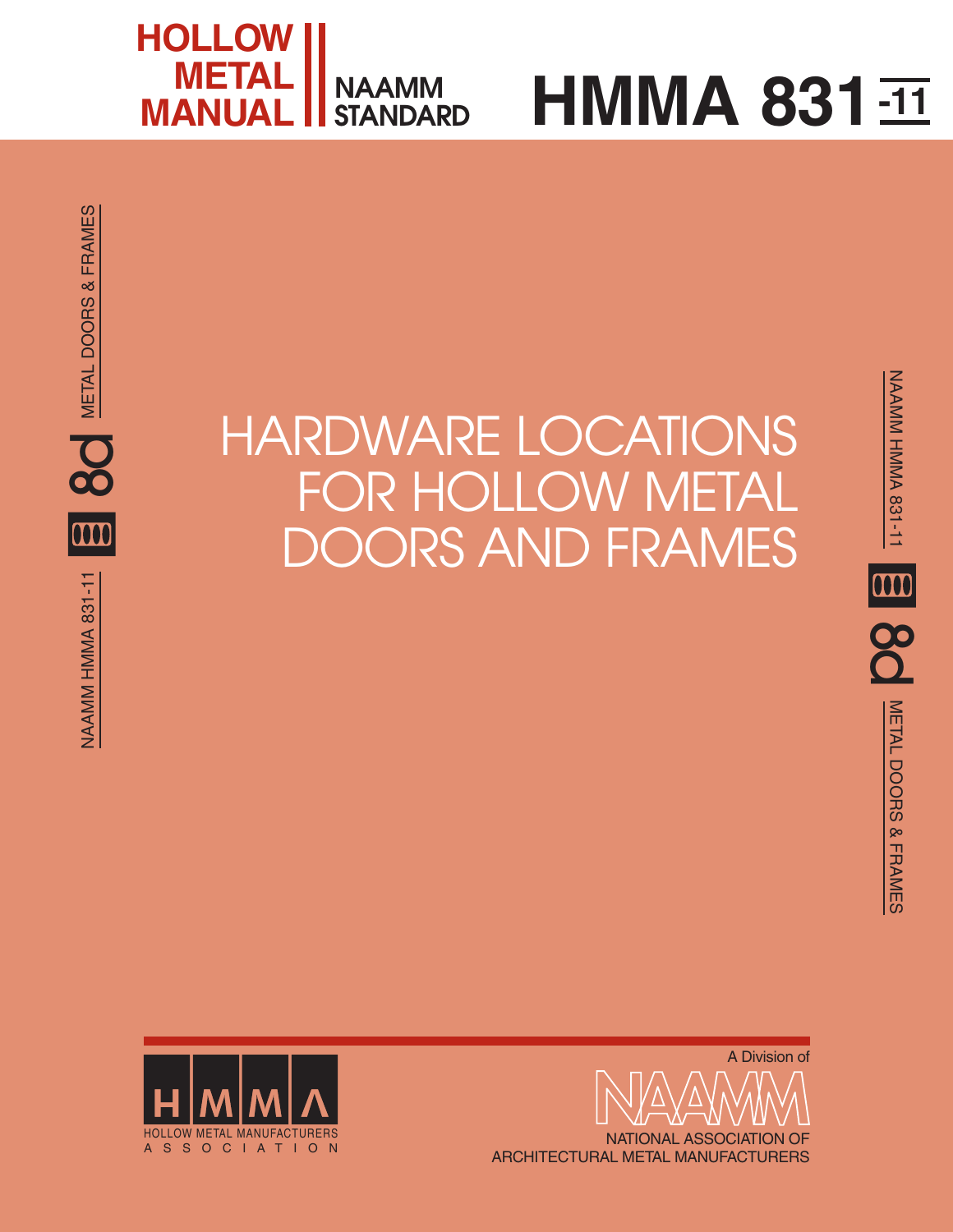**HOLLOW METAL MANUAL** | **NAAMM STANDARD**

# HMMA 831-11

NAAMM HMMA 831-11 | 8d | METAL DOORS & FRAMES

# HARDWARE LOCATIONS FOR HOLLOW METAL DOORS AND FRAMES

HMMA
HOLLOW METAL MANUFACTURERS ASSOCIATION

A Division of

NAAMM
NATIONAL ASSOCIATION OF ARCHITECTURAL METAL MANUFACTURERS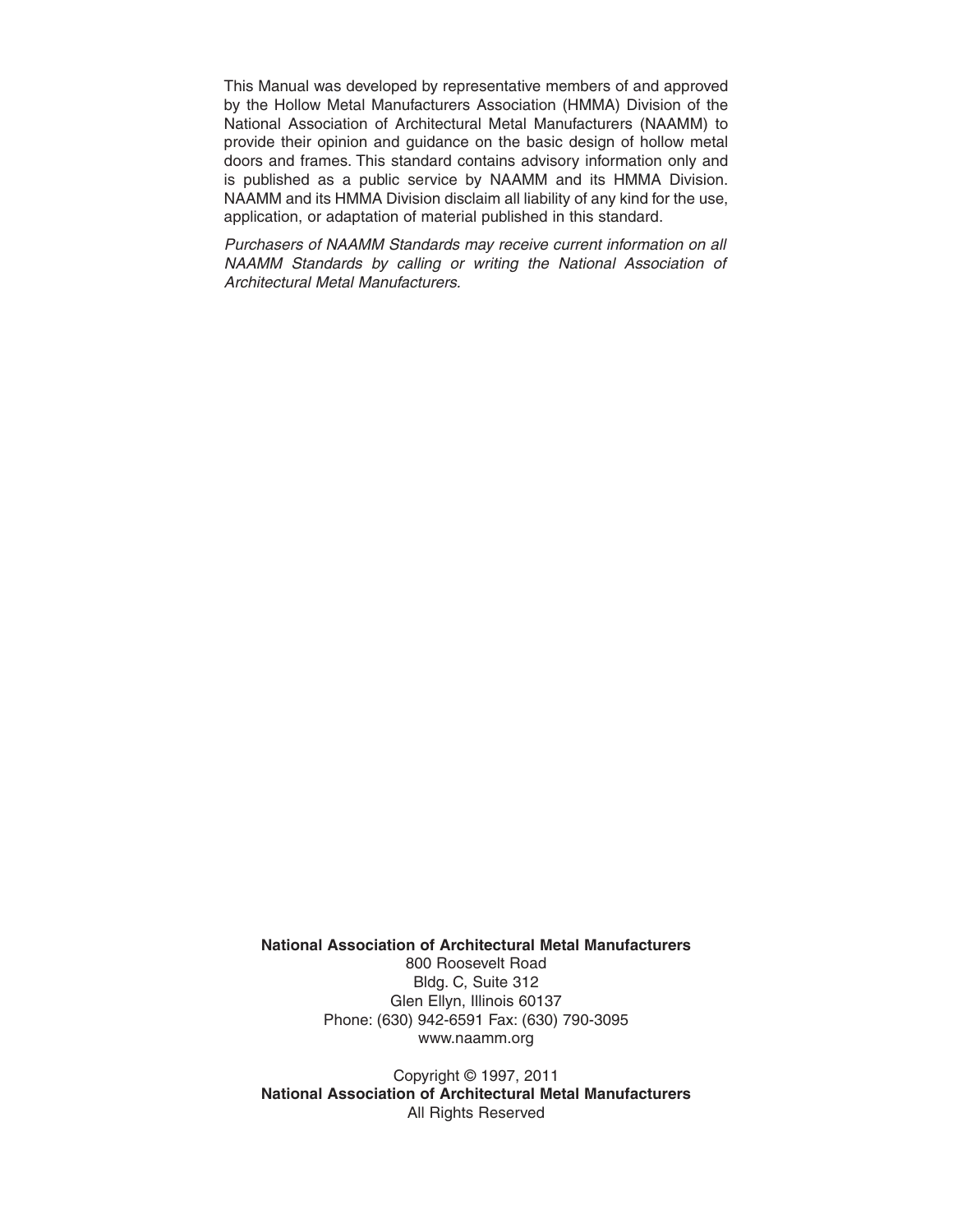This Manual was developed by representative members of and approved by the Hollow Metal Manufacturers Association (HMMA) Division of the National Association of Architectural Metal Manufacturers (NAAMM) to provide their opinion and guidance on the basic design of hollow metal doors and frames. This standard contains advisory information only and is published as a public service by NAAMM and its HMMA Division. NAAMM and its HMMA Division disclaim all liability of any kind for the use, application, or adaptation of material published in this standard.

*Purchasers of NAAMM Standards may receive current information on all NAAMM Standards by calling or writing the National Association of Architectural Metal Manufacturers.*

**National Association of Architectural Metal Manufacturers**
800 Roosevelt Road
Bldg. C, Suite 312
Glen Ellyn, Illinois 60137
Phone: (630) 942-6591 Fax: (630) 790-3095
www.naamm.org

Copyright © 1997, 2011
**National Association of Architectural Metal Manufacturers**
All Rights Reserved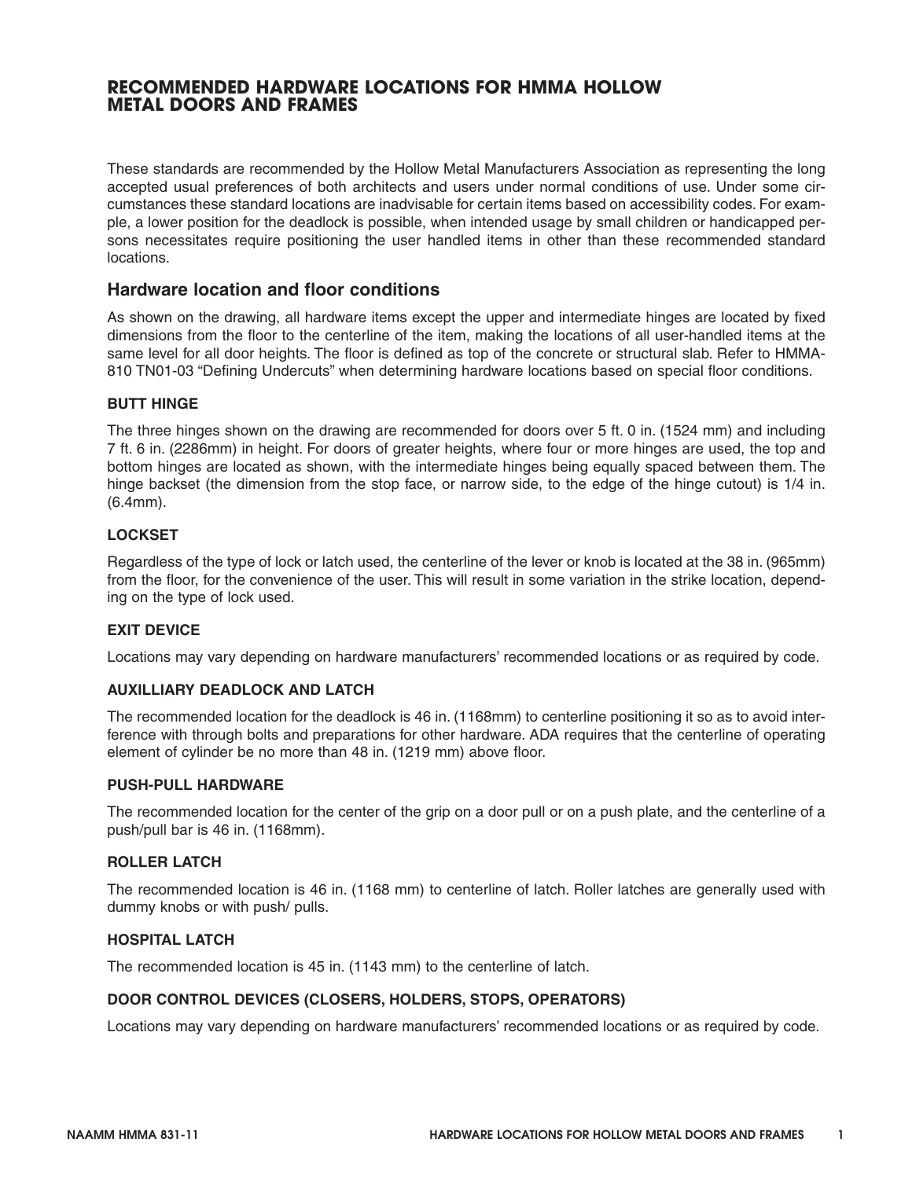# RECOMMENDED HARDWARE LOCATIONS FOR HMMA HOLLOW METAL DOORS AND FRAMES

These standards are recommended by the Hollow Metal Manufacturers Association as representing the long accepted usual preferences of both architects and users under normal conditions of use. Under some circumstances these standard locations are inadvisable for certain items based on accessibility codes. For example, a lower position for the deadlock is possible, when intended usage by small children or handicapped persons necessitates require positioning the user handled items in other than these recommended standard locations.

## Hardware location and floor conditions

As shown on the drawing, all hardware items except the upper and intermediate hinges are located by fixed dimensions from the floor to the centerline of the item, making the locations of all user-handled items at the same level for all door heights. The floor is defined as top of the concrete or structural slab. Refer to HMMA-810 TN01-03 "Defining Undercuts" when determining hardware locations based on special floor conditions.

### BUTT HINGE

The three hinges shown on the drawing are recommended for doors over 5 ft. 0 in. (1524 mm) and including 7 ft. 6 in. (2286mm) in height. For doors of greater heights, where four or more hinges are used, the top and bottom hinges are located as shown, with the intermediate hinges being equally spaced between them. The hinge backset (the dimension from the stop face, or narrow side, to the edge of the hinge cutout) is 1/4 in. (6.4mm).

### LOCKSET

Regardless of the type of lock or latch used, the centerline of the lever or knob is located at the 38 in. (965mm) from the floor, for the convenience of the user. This will result in some variation in the strike location, depending on the type of lock used.

### EXIT DEVICE

Locations may vary depending on hardware manufacturers' recommended locations or as required by code.

### AUXILLIARY DEADLOCK AND LATCH

The recommended location for the deadlock is 46 in. (1168mm) to centerline positioning it so as to avoid interference with through bolts and preparations for other hardware. ADA requires that the centerline of operating element of cylinder be no more than 48 in. (1219 mm) above floor.

### PUSH-PULL HARDWARE

The recommended location for the center of the grip on a door pull or on a push plate, and the centerline of a push/pull bar is 46 in. (1168mm).

### ROLLER LATCH

The recommended location is 46 in. (1168 mm) to centerline of latch. Roller latches are generally used with dummy knobs or with push/ pulls.

### HOSPITAL LATCH

The recommended location is 45 in. (1143 mm) to the centerline of latch.

### DOOR CONTROL DEVICES (CLOSERS, HOLDERS, STOPS, OPERATORS)

Locations may vary depending on hardware manufacturers' recommended locations or as required by code.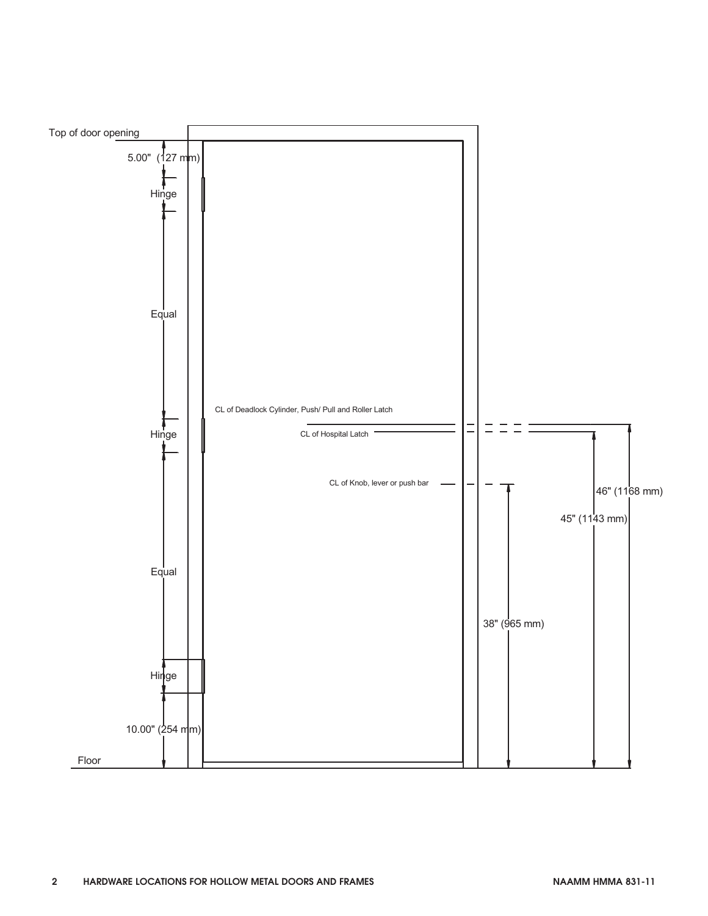Top of door opening

5.00" (127 mm)

Hinge

Equal

CL of Deadlock Cylinder, Push/ Pull and Roller Latch

Hinge

CL of Hospital Latch

CL of Knob, lever or push bar

46" (1168 mm)

45" (1143 mm)

Equal

38" (965 mm)

Hinge

10.00" (254 mm)

Floor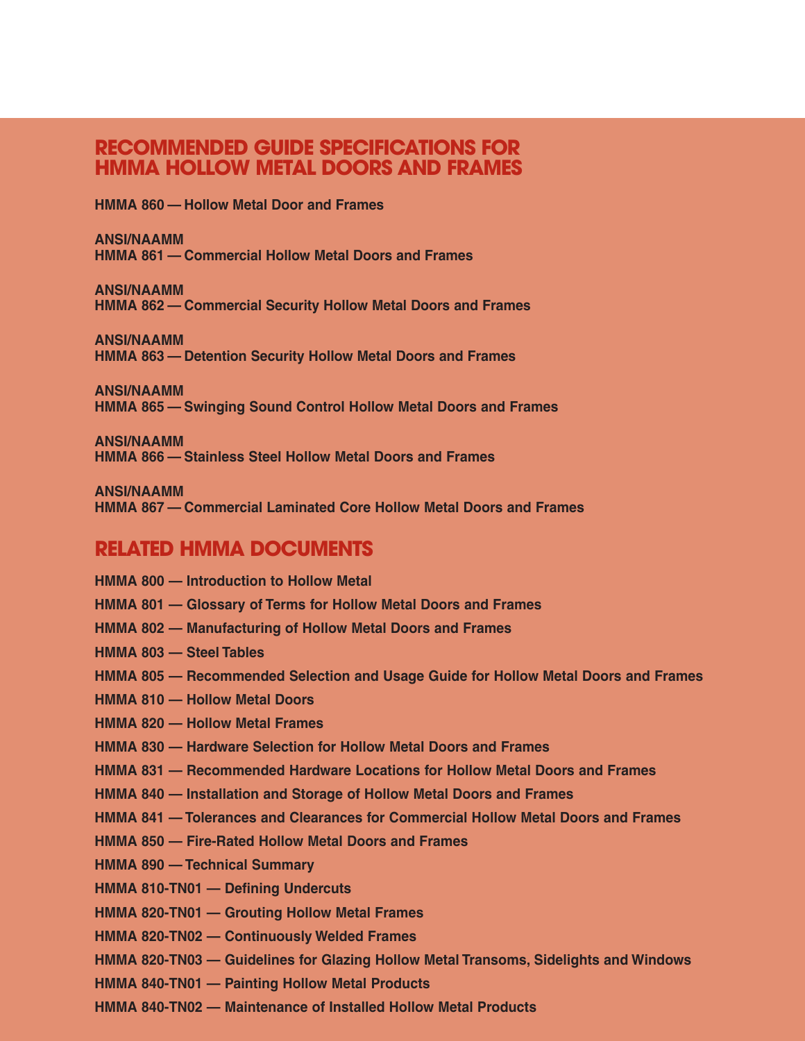## RECOMMENDED GUIDE SPECIFICATIONS FOR HMMA HOLLOW METAL DOORS AND FRAMES

**HMMA 860 — Hollow Metal Door and Frames**

**ANSI/NAAMM**
**HMMA 861 — Commercial Hollow Metal Doors and Frames**

**ANSI/NAAMM**
**HMMA 862 — Commercial Security Hollow Metal Doors and Frames**

**ANSI/NAAMM**
**HMMA 863 — Detention Security Hollow Metal Doors and Frames**

**ANSI/NAAMM**
**HMMA 865 — Swinging Sound Control Hollow Metal Doors and Frames**

**ANSI/NAAMM**
**HMMA 866 — Stainless Steel Hollow Metal Doors and Frames**

**ANSI/NAAMM**
**HMMA 867 — Commercial Laminated Core Hollow Metal Doors and Frames**

## RELATED HMMA DOCUMENTS

**HMMA 800 — Introduction to Hollow Metal**

**HMMA 801 — Glossary of Terms for Hollow Metal Doors and Frames**

**HMMA 802 — Manufacturing of Hollow Metal Doors and Frames**

**HMMA 803 — Steel Tables**

**HMMA 805 — Recommended Selection and Usage Guide for Hollow Metal Doors and Frames**

**HMMA 810 — Hollow Metal Doors**

**HMMA 820 — Hollow Metal Frames**

**HMMA 830 — Hardware Selection for Hollow Metal Doors and Frames**

**HMMA 831 — Recommended Hardware Locations for Hollow Metal Doors and Frames**

**HMMA 840 — Installation and Storage of Hollow Metal Doors and Frames**

**HMMA 841 — Tolerances and Clearances for Commercial Hollow Metal Doors and Frames**

**HMMA 850 — Fire-Rated Hollow Metal Doors and Frames**

**HMMA 890 — Technical Summary**

**HMMA 810-TN01 — Defining Undercuts**

**HMMA 820-TN01 — Grouting Hollow Metal Frames**

**HMMA 820-TN02 — Continuously Welded Frames**

**HMMA 820-TN03 — Guidelines for Glazing Hollow Metal Transoms, Sidelights and Windows**

**HMMA 840-TN01 — Painting Hollow Metal Products**

**HMMA 840-TN02 — Maintenance of Installed Hollow Metal Products**